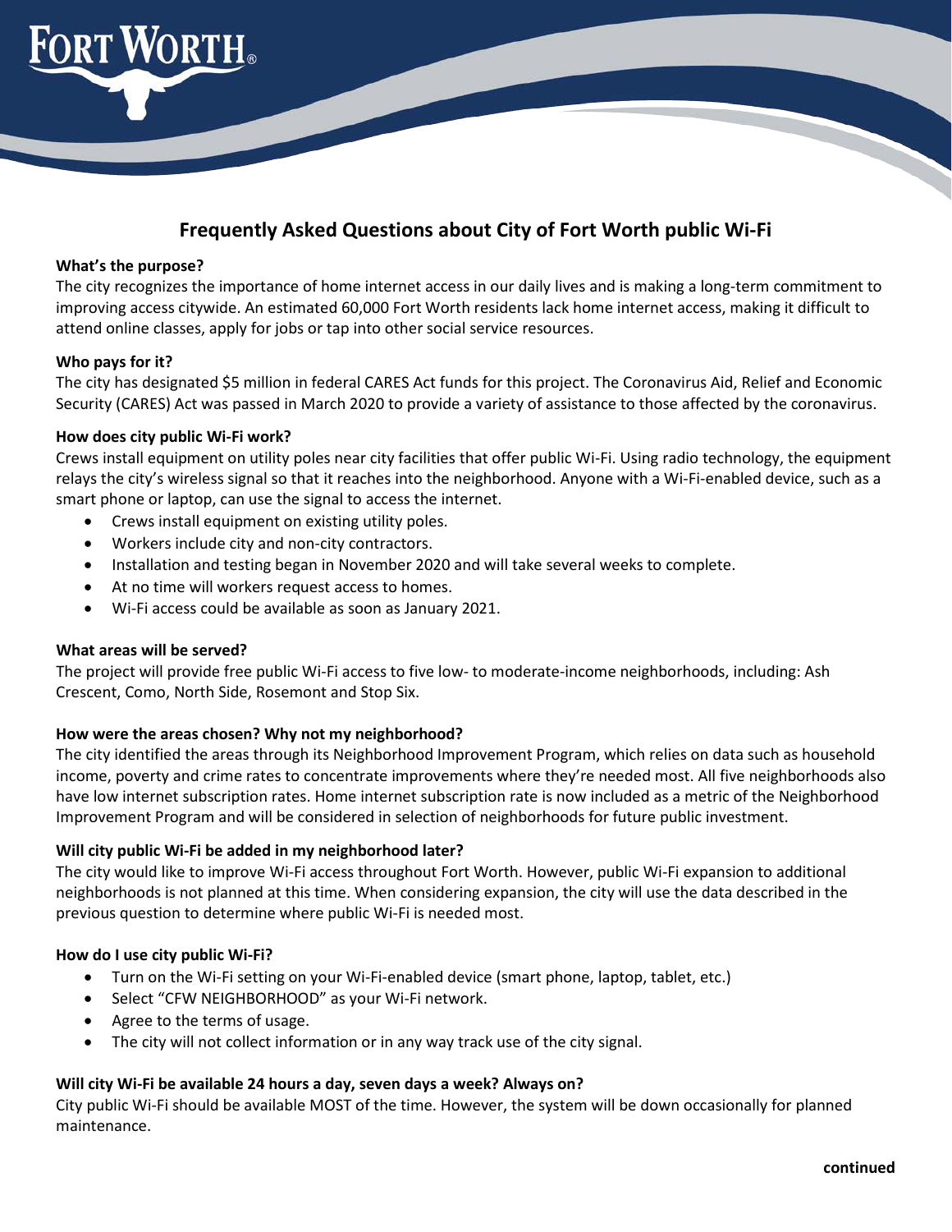# Frequently Asked Questions about City of Fort Worth public Wi-Fi

**What's the purpose?**

The city recognizes the importance of home internet access in our daily lives and is making a long-term commitment to improving access citywide. An estimated 60,000 Fort Worth residents lack home internet access, making it difficult to attend online classes, apply for jobs or tap into other social service resources.

**Who pays for it?**

The city has designated $5 million in federal CARES Act funds for this project. The Coronavirus Aid, Relief and Economic Security (CARES) Act was passed in March 2020 to provide a variety of assistance to those affected by the coronavirus.

**How does city public Wi-Fi work?**

Crews install equipment on utility poles near city facilities that offer public Wi-Fi. Using radio technology, the equipment relays the city's wireless signal so that it reaches into the neighborhood. Anyone with a Wi-Fi-enabled device, such as a smart phone or laptop, can use the signal to access the internet.

- Crews install equipment on existing utility poles.
- Workers include city and non-city contractors.
- Installation and testing began in November 2020 and will take several weeks to complete.
- At no time will workers request access to homes.
- Wi-Fi access could be available as soon as January 2021.

**What areas will be served?**

The project will provide free public Wi-Fi access to five low- to moderate-income neighborhoods, including: Ash Crescent, Como, North Side, Rosemont and Stop Six.

**How were the areas chosen? Why not my neighborhood?**

The city identified the areas through its Neighborhood Improvement Program, which relies on data such as household income, poverty and crime rates to concentrate improvements where they're needed most. All five neighborhoods also have low internet subscription rates. Home internet subscription rate is now included as a metric of the Neighborhood Improvement Program and will be considered in selection of neighborhoods for future public investment.

**Will city public Wi-Fi be added in my neighborhood later?**

The city would like to improve Wi-Fi access throughout Fort Worth. However, public Wi-Fi expansion to additional neighborhoods is not planned at this time. When considering expansion, the city will use the data described in the previous question to determine where public Wi-Fi is needed most.

**How do I use city public Wi-Fi?**

- Turn on the Wi-Fi setting on your Wi-Fi-enabled device (smart phone, laptop, tablet, etc.)
- Select "CFW NEIGHBORHOOD" as your Wi-Fi network.
- Agree to the terms of usage.
- The city will not collect information or in any way track use of the city signal.

**Will city Wi-Fi be available 24 hours a day, seven days a week? Always on?**

City public Wi-Fi should be available MOST of the time. However, the system will be down occasionally for planned maintenance.

**continued**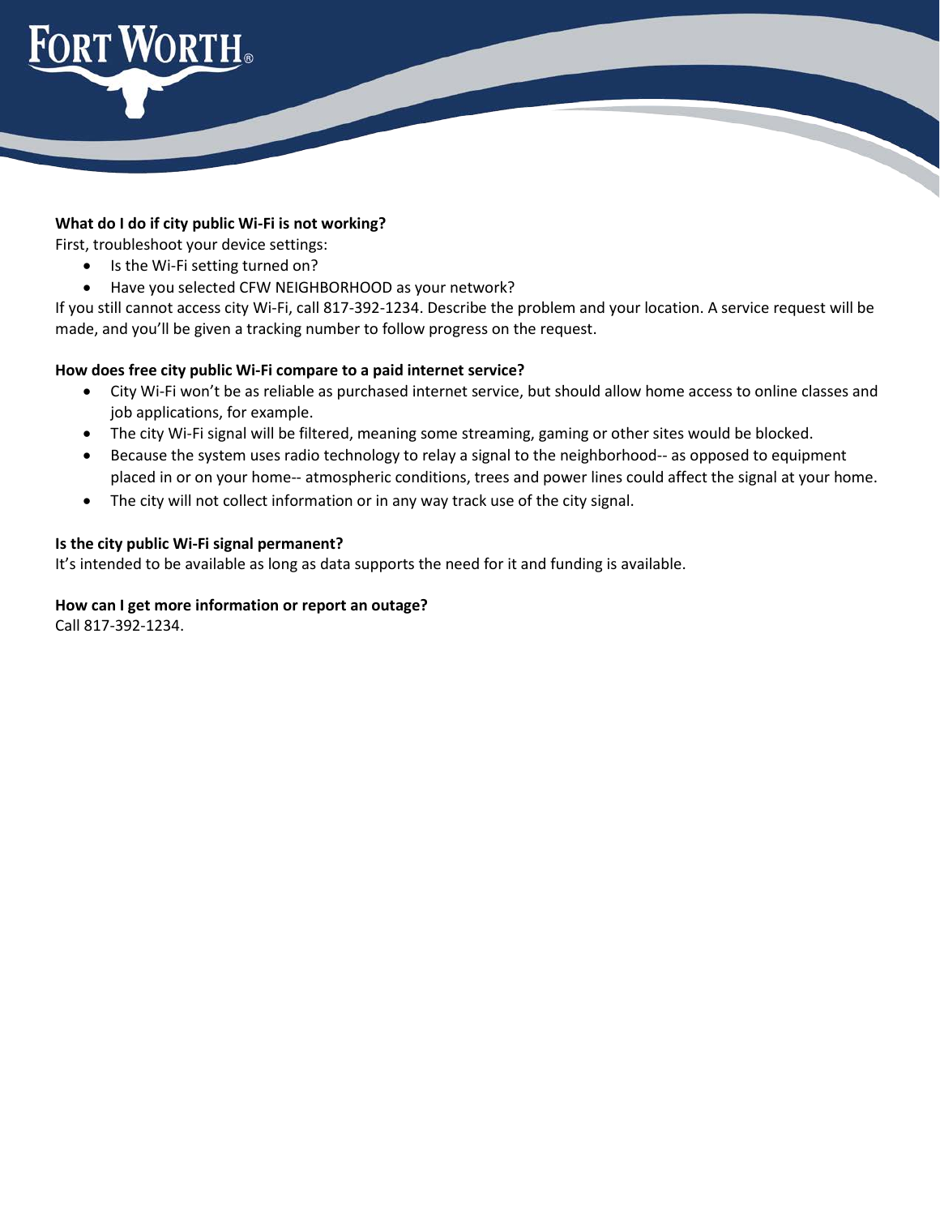**What do I do if city public Wi-Fi is not working?**

First, troubleshoot your device settings:

- Is the Wi-Fi setting turned on?
- Have you selected CFW NEIGHBORHOOD as your network?

If you still cannot access city Wi-Fi, call 817-392-1234. Describe the problem and your location. A service request will be made, and you'll be given a tracking number to follow progress on the request.

**How does free city public Wi-Fi compare to a paid internet service?**

- City Wi-Fi won't be as reliable as purchased internet service, but should allow home access to online classes and job applications, for example.
- The city Wi-Fi signal will be filtered, meaning some streaming, gaming or other sites would be blocked.
- Because the system uses radio technology to relay a signal to the neighborhood-- as opposed to equipment placed in or on your home-- atmospheric conditions, trees and power lines could affect the signal at your home.
- The city will not collect information or in any way track use of the city signal.

**Is the city public Wi-Fi signal permanent?**

It's intended to be available as long as data supports the need for it and funding is available.

**How can I get more information or report an outage?**

Call 817-392-1234.